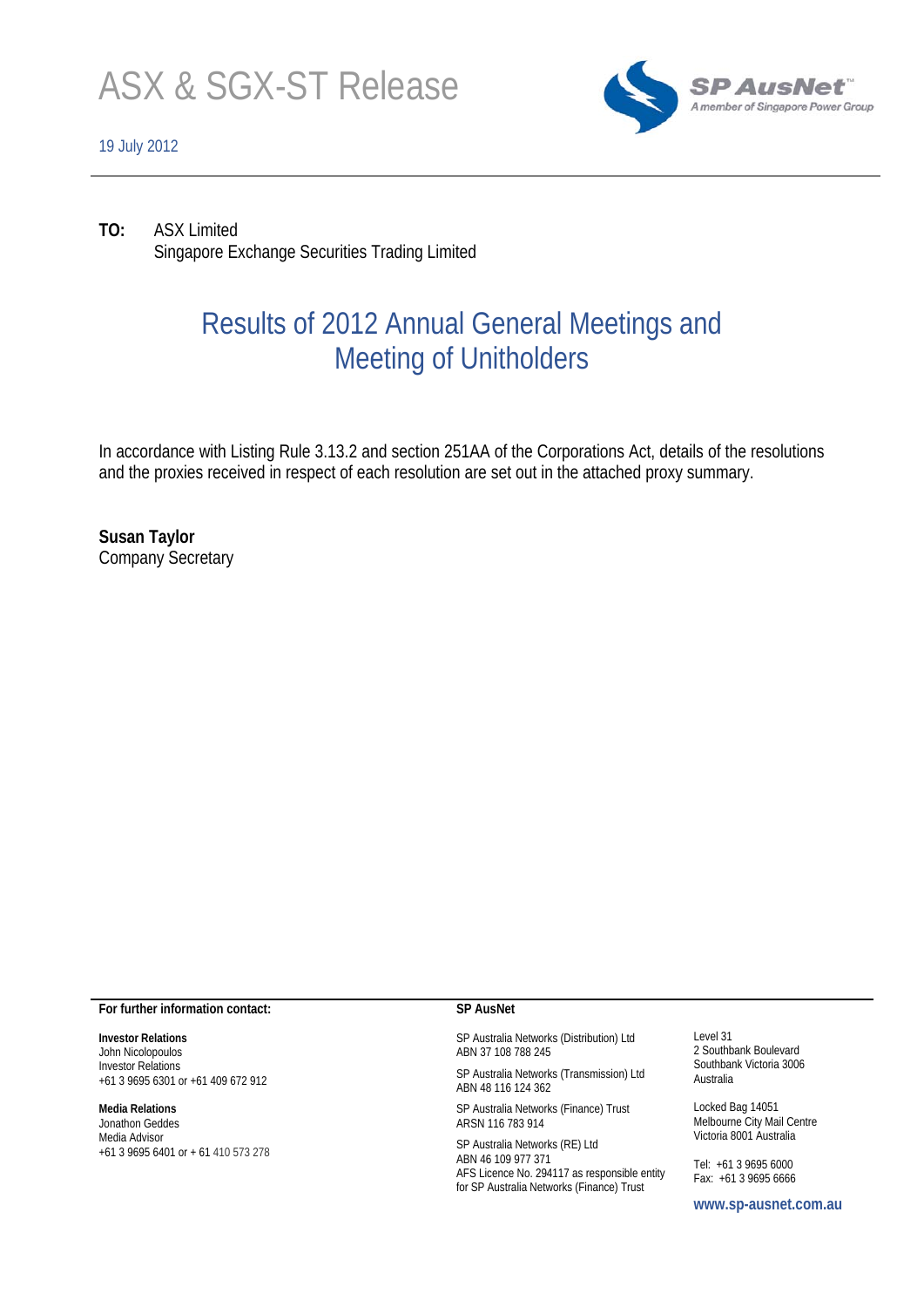# ASX & SGX-ST Release

19 July 2012

**TO:** ASX Limited
Singapore Exchange Securities Trading Limited

## Results of 2012 Annual General Meetings and Meeting of Unitholders

In accordance with Listing Rule 3.13.2 and section 251AA of the Corporations Act, details of the resolutions and the proxies received in respect of each resolution are set out in the attached proxy summary.

**Susan Taylor**
Company Secretary

**For further information contact:**

**Investor Relations**
John Nicolopoulos
Investor Relations
+61 3 9695 6301 or +61 409 672 912

**Media Relations**
Jonathon Geddes
Media Advisor
+61 3 9695 6401 or + 61 410 573 278

**SP AusNet**

SP Australia Networks (Distribution) Ltd
ABN 37 108 788 245

SP Australia Networks (Transmission) Ltd
ABN 48 116 124 362

SP Australia Networks (Finance) Trust
ARSN 116 783 914

SP Australia Networks (RE) Ltd
ABN 46 109 977 371
AFS Licence No. 294117 as responsible entity for SP Australia Networks (Finance) Trust

Level 31
2 Southbank Boulevard
Southbank Victoria 3006
Australia

Locked Bag 14051
Melbourne City Mail Centre
Victoria 8001 Australia

Tel: +61 3 9695 6000
Fax: +61 3 9695 6666

**www.sp-ausnet.com.au**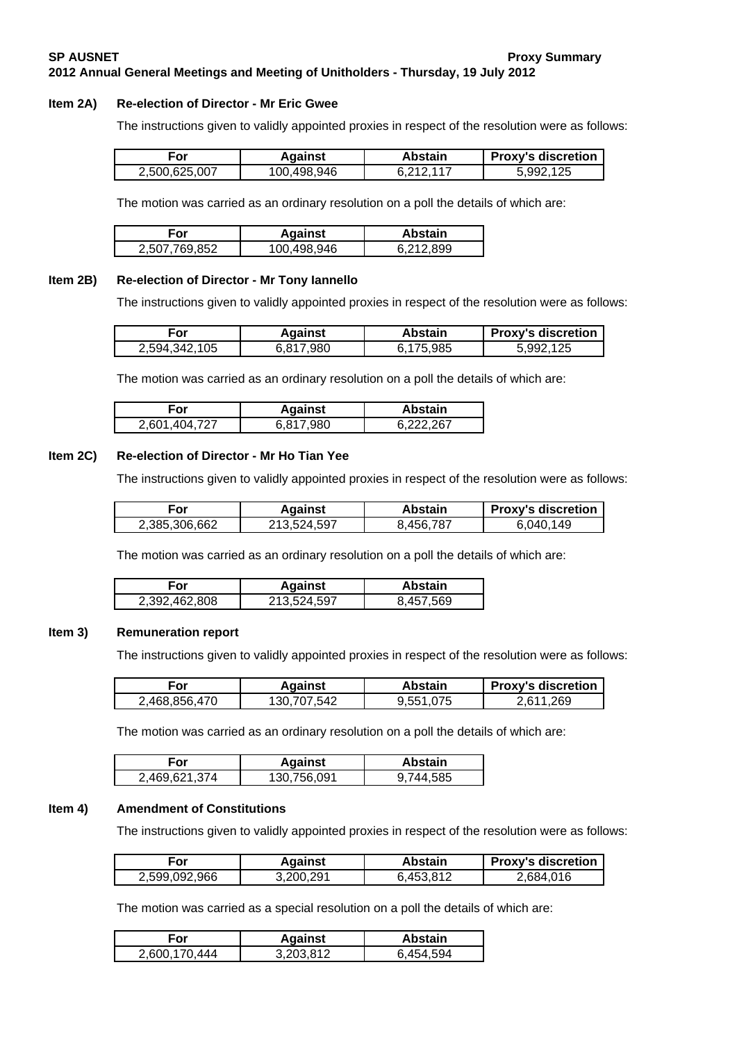**SP AUSNET** **Proxy Summary**

**2012 Annual General Meetings and Meeting of Unitholders - Thursday, 19 July 2012**

### Item 2A) Re-election of Director - Mr Eric Gwee

The instructions given to validly appointed proxies in respect of the resolution were as follows:

| For | Against | Abstain | Proxy's discretion |
|---|---|---|---|
| 2,500,625,007 | 100,498,946 | 6,212,117 | 5,992,125 |

The motion was carried as an ordinary resolution on a poll the details of which are:

| For | Against | Abstain |
|---|---|---|
| 2,507,769,852 | 100,498,946 | 6,212,899 |

### Item 2B) Re-election of Director - Mr Tony Iannello

The instructions given to validly appointed proxies in respect of the resolution were as follows:

| For | Against | Abstain | Proxy's discretion |
|---|---|---|---|
| 2,594,342,105 | 6,817,980 | 6,175,985 | 5,992,125 |

The motion was carried as an ordinary resolution on a poll the details of which are:

| For | Against | Abstain |
|---|---|---|
| 2,601,404,727 | 6,817,980 | 6,222,267 |

### Item 2C) Re-election of Director - Mr Ho Tian Yee

The instructions given to validly appointed proxies in respect of the resolution were as follows:

| For | Against | Abstain | Proxy's discretion |
|---|---|---|---|
| 2,385,306,662 | 213,524,597 | 8,456,787 | 6,040,149 |

The motion was carried as an ordinary resolution on a poll the details of which are:

| For | Against | Abstain |
|---|---|---|
| 2,392,462,808 | 213,524,597 | 8,457,569 |

### Item 3) Remuneration report

The instructions given to validly appointed proxies in respect of the resolution were as follows:

| For | Against | Abstain | Proxy's discretion |
|---|---|---|---|
| 2,468,856,470 | 130,707,542 | 9,551,075 | 2,611,269 |

The motion was carried as an ordinary resolution on a poll the details of which are:

| For | Against | Abstain |
|---|---|---|
| 2,469,621,374 | 130,756,091 | 9,744,585 |

### Item 4) Amendment of Constitutions

The instructions given to validly appointed proxies in respect of the resolution were as follows:

| For | Against | Abstain | Proxy's discretion |
|---|---|---|---|
| 2,599,092,966 | 3,200,291 | 6,453,812 | 2,684,016 |

The motion was carried as a special resolution on a poll the details of which are:

| For | Against | Abstain |
|---|---|---|
| 2,600,170,444 | 3,203,812 | 6,454,594 |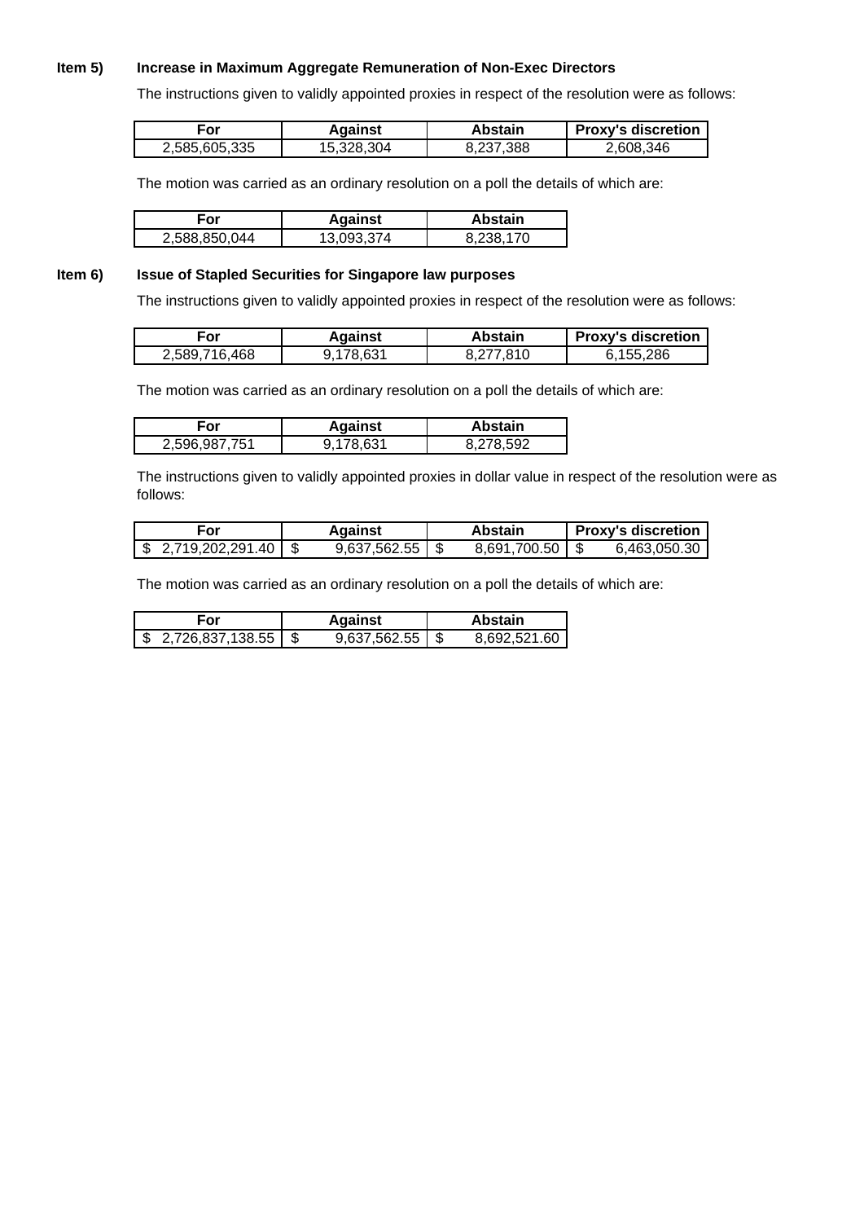**Item 5)** **Increase in Maximum Aggregate Remuneration of Non-Exec Directors**

The instructions given to validly appointed proxies in respect of the resolution were as follows:

| For | Against | Abstain | Proxy's discretion |
|---|---|---|---|
| 2,585,605,335 | 15,328,304 | 8,237,388 | 2,608,346 |

The motion was carried as an ordinary resolution on a poll the details of which are:

| For | Against | Abstain |
|---|---|---|
| 2,588,850,044 | 13,093,374 | 8,238,170 |

**Item 6)** **Issue of Stapled Securities for Singapore law purposes**

The instructions given to validly appointed proxies in respect of the resolution were as follows:

| For | Against | Abstain | Proxy's discretion |
|---|---|---|---|
| 2,589,716,468 | 9,178,631 | 8,277,810 | 6,155,286 |

The motion was carried as an ordinary resolution on a poll the details of which are:

| For | Against | Abstain |
|---|---|---|
| 2,596,987,751 | 9,178,631 | 8,278,592 |

The instructions given to validly appointed proxies in dollar value in respect of the resolution were as follows:

| For | Against | Abstain | Proxy's discretion |
|---|---|---|---|
| $ 2,719,202,291.40 | $ 9,637,562.55 | $ 8,691,700.50 | $ 6,463,050.30 |

The motion was carried as an ordinary resolution on a poll the details of which are:

| For | Against | Abstain |
|---|---|---|
| $ 2,726,837,138.55 | $ 9,637,562.55 | $ 8,692,521.60 |